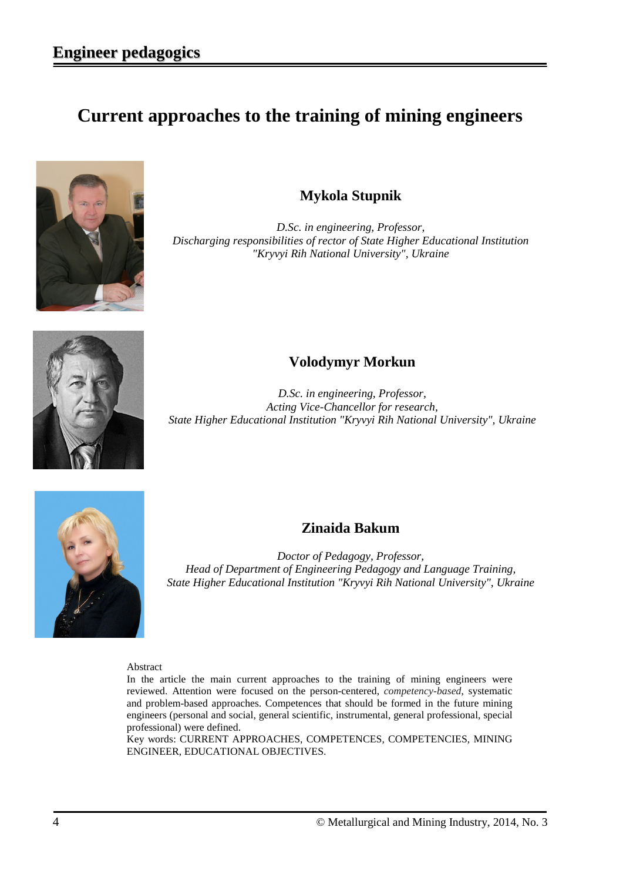# Current approaches to the training of mining engineers

## Mykola Stupnik

*D.Sc. in engineering, Professor,*
*Discharging responsibilities of rector of State Higher Educational Institution "Kryvyi Rih National University", Ukraine*

## Volodymyr Morkun

*D.Sc. in engineering, Professor,*
*Acting Vice-Chancellor for research,*
*State Higher Educational Institution "Kryvyi Rih National University", Ukraine*

## Zinaida Bakum

*Doctor of Pedagogy, Professor,*
*Head of Department of Engineering Pedagogy and Language Training,*
*State Higher Educational Institution "Kryvyi Rih National University", Ukraine*

Abstract

In the article the main current approaches to the training of mining engineers were reviewed. Attention were focused on the person-centered, *competency-based*, systematic and problem-based approaches. Competences that should be formed in the future mining engineers (personal and social, general scientific, instrumental, general professional, special professional) were defined.

Key words: CURRENT APPROACHES, COMPETENCES, COMPETENCIES, MINING ENGINEER, EDUCATIONAL OBJECTIVES.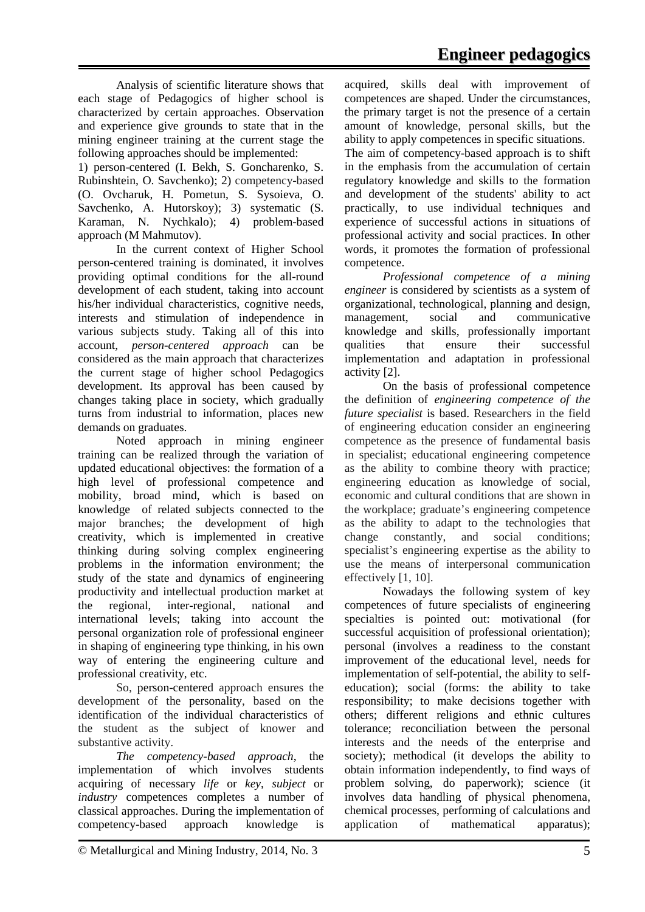Analysis of scientific literature shows that each stage of Pedagogics of higher school is characterized by certain approaches. Observation and experience give grounds to state that in the mining engineer training at the current stage the following approaches should be implemented:

1) person-centered (I. Bekh, S. Goncharenko, S. Rubinshtein, O. Savchenko); 2) competency-based (O. Ovcharuk, H. Pometun, S. Sysoieva, O. Savchenko, A. Hutorskoy); 3) systematic (S. Karaman, N. Nychkalo); 4) problem-based approach (M Mahmutov).

In the current context of Higher School person-centered training is dominated, it involves providing optimal conditions for the all-round development of each student, taking into account his/her individual characteristics, cognitive needs, interests and stimulation of independence in various subjects study. Taking all of this into account, *person-centered approach* can be considered as the main approach that characterizes the current stage of higher school Pedagogics development. Its approval has been caused by changes taking place in society, which gradually turns from industrial to information, places new demands on graduates.

Noted approach in mining engineer training can be realized through the variation of updated educational objectives: the formation of a high level of professional competence and mobility, broad mind, which is based on knowledge of related subjects connected to the major branches; the development of high creativity, which is implemented in creative thinking during solving complex engineering problems in the information environment; the study of the state and dynamics of engineering productivity and intellectual production market at the regional, inter-regional, national and international levels; taking into account the personal organization role of professional engineer in shaping of engineering type thinking, in his own way of entering the engineering culture and professional creativity, etc.

So, person-centered approach ensures the development of the personality, based on the identification of the individual characteristics of the student as the subject of knower and substantive activity.

*The competency-based approach*, the implementation of which involves students acquiring of necessary *life* or *key*, *subject* or *industry* competences completes a number of classical approaches. During the implementation of competency-based approach knowledge is acquired, skills deal with improvement of competences are shaped. Under the circumstances, the primary target is not the presence of a certain amount of knowledge, personal skills, but the ability to apply competences in specific situations.

The aim of competency-based approach is to shift in the emphasis from the accumulation of certain regulatory knowledge and skills to the formation and development of the students' ability to act practically, to use individual techniques and experience of successful actions in situations of professional activity and social practices. In other words, it promotes the formation of professional competence.

*Professional competence of a mining engineer* is considered by scientists as a system of organizational, technological, planning and design, management, social and communicative knowledge and skills, professionally important qualities that ensure their successful implementation and adaptation in professional activity [2].

On the basis of professional competence the definition of *engineering competence of the future specialist* is based. Researchers in the field of engineering education consider an engineering competence as the presence of fundamental basis in specialist; educational engineering competence as the ability to combine theory with practice; engineering education as knowledge of social, economic and cultural conditions that are shown in the workplace; graduate's engineering competence as the ability to adapt to the technologies that change constantly, and social conditions; specialist's engineering expertise as the ability to use the means of interpersonal communication effectively [1, 10].

Nowadays the following system of key competences of future specialists of engineering specialties is pointed out: motivational (for successful acquisition of professional orientation); personal (involves a readiness to the constant improvement of the educational level, needs for implementation of self-potential, the ability to self-education); social (forms: the ability to take responsibility; to make decisions together with others; different religions and ethnic cultures tolerance; reconciliation between the personal interests and the needs of the enterprise and society); methodical (it develops the ability to obtain information independently, to find ways of problem solving, do paperwork); science (it involves data handling of physical phenomena, chemical processes, performing of calculations and application of mathematical apparatus);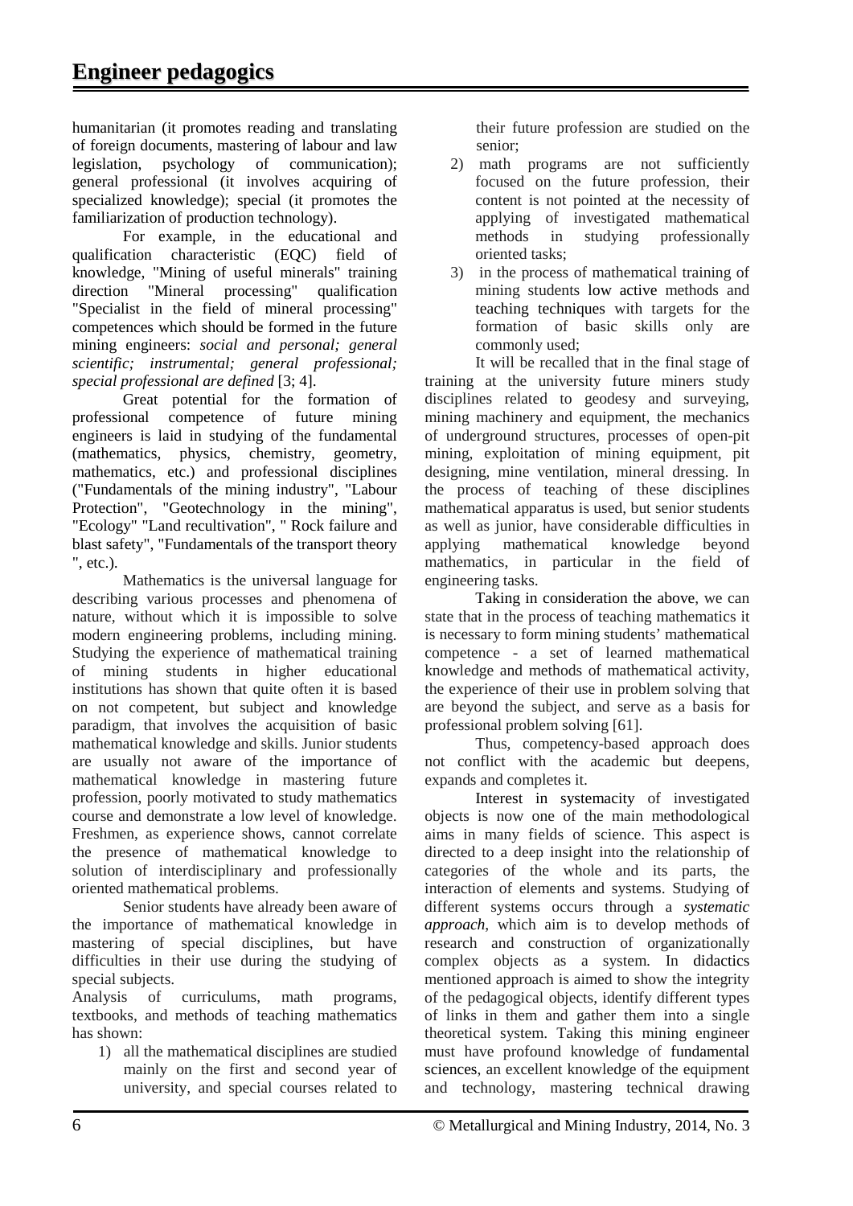humanitarian (it promotes reading and translating of foreign documents, mastering of labour and law legislation, psychology of communication); general professional (it involves acquiring of specialized knowledge); special (it promotes the familiarization of production technology).

For example, in the educational and qualification characteristic (EQC) field of knowledge, "Mining of useful minerals" training direction "Mineral processing" qualification "Specialist in the field of mineral processing" competences which should be formed in the future mining engineers: *social and personal; general scientific; instrumental; general professional; special professional are defined* [3; 4].

Great potential for the formation of professional competence of future mining engineers is laid in studying of the fundamental (mathematics, physics, chemistry, geometry, mathematics, etc.) and professional disciplines ("Fundamentals of the mining industry", "Labour Protection", "Geotechnology in the mining", "Ecology" "Land recultivation", " Rock failure and blast safety", "Fundamentals of the transport theory ", etc.).

Mathematics is the universal language for describing various processes and phenomena of nature, without which it is impossible to solve modern engineering problems, including mining. Studying the experience of mathematical training of mining students in higher educational institutions has shown that quite often it is based on not competent, but subject and knowledge paradigm, that involves the acquisition of basic mathematical knowledge and skills. Junior students are usually not aware of the importance of mathematical knowledge in mastering future profession, poorly motivated to study mathematics course and demonstrate a low level of knowledge. Freshmen, as experience shows, cannot correlate the presence of mathematical knowledge to solution of interdisciplinary and professionally oriented mathematical problems.

Senior students have already been aware of the importance of mathematical knowledge in mastering of special disciplines, but have difficulties in their use during the studying of special subjects.

Analysis of curriculums, math programs, textbooks, and methods of teaching mathematics has shown:

1) all the mathematical disciplines are studied mainly on the first and second year of university, and special courses related to their future profession are studied on the senior;
2) math programs are not sufficiently focused on the future profession, their content is not pointed at the necessity of applying of investigated mathematical methods in studying professionally oriented tasks;
3) in the process of mathematical training of mining students low active methods and teaching techniques with targets for the formation of basic skills only are commonly used;

It will be recalled that in the final stage of training at the university future miners study disciplines related to geodesy and surveying, mining machinery and equipment, the mechanics of underground structures, processes of open-pit mining, exploitation of mining equipment, pit designing, mine ventilation, mineral dressing. In the process of teaching of these disciplines mathematical apparatus is used, but senior students as well as junior, have considerable difficulties in applying mathematical knowledge beyond mathematics, in particular in the field of engineering tasks.

Taking in consideration the above, we can state that in the process of teaching mathematics it is necessary to form mining students' mathematical competence - a set of learned mathematical knowledge and methods of mathematical activity, the experience of their use in problem solving that are beyond the subject, and serve as a basis for professional problem solving [61].

Thus, competency-based approach does not conflict with the academic but deepens, expands and completes it.

Interest in systemacity of investigated objects is now one of the main methodological aims in many fields of science. This aspect is directed to a deep insight into the relationship of categories of the whole and its parts, the interaction of elements and systems. Studying of different systems occurs through a *systematic approach*, which aim is to develop methods of research and construction of organizationally complex objects as a system. In didactics mentioned approach is aimed to show the integrity of the pedagogical objects, identify different types of links in them and gather them into a single theoretical system. Taking this mining engineer must have profound knowledge of fundamental sciences, an excellent knowledge of the equipment and technology, mastering technical drawing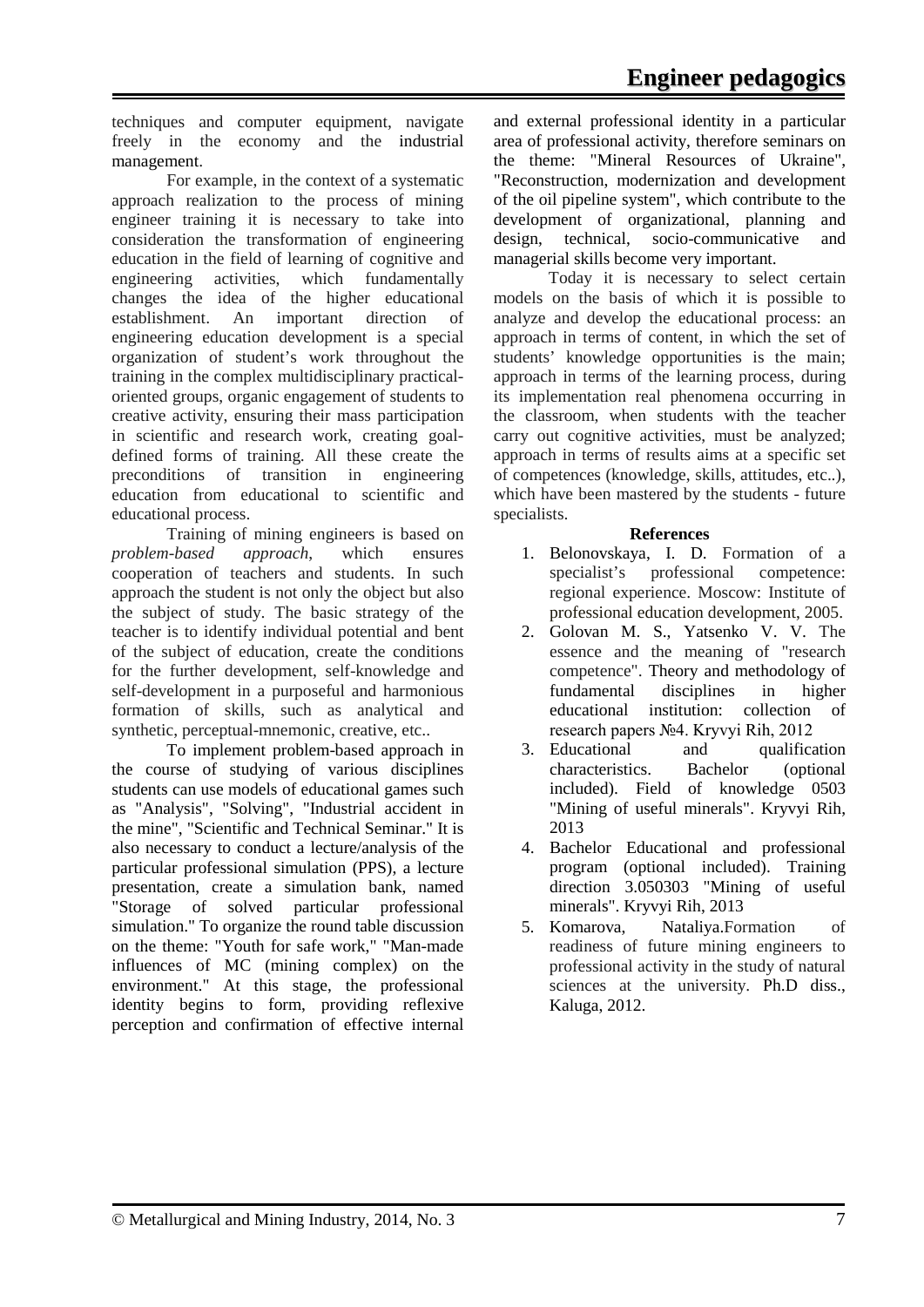techniques and computer equipment, navigate freely in the economy and the industrial management.

For example, in the context of a systematic approach realization to the process of mining engineer training it is necessary to take into consideration the transformation of engineering education in the field of learning of cognitive and engineering activities, which fundamentally changes the idea of the higher educational establishment. An important direction of engineering education development is a special organization of student's work throughout the training in the complex multidisciplinary practical-oriented groups, organic engagement of students to creative activity, ensuring their mass participation in scientific and research work, creating goal-defined forms of training. All these create the preconditions of transition in engineering education from educational to scientific and educational process.

Training of mining engineers is based on *problem-based approach,* which ensures cooperation of teachers and students. In such approach the student is not only the object but also the subject of study. The basic strategy of the teacher is to identify individual potential and bent of the subject of education, create the conditions for the further development, self-knowledge and self-development in a purposeful and harmonious formation of skills, such as analytical and synthetic, perceptual-mnemonic, creative, etc..

To implement problem-based approach in the course of studying of various disciplines students can use models of educational games such as "Analysis", "Solving", "Industrial accident in the mine", "Scientific and Technical Seminar." It is also necessary to conduct a lecture/analysis of the particular professional simulation (PPS), a lecture presentation, create a simulation bank, named "Storage of solved particular professional simulation." To organize the round table discussion on the theme: "Youth for safe work," "Man-made influences of MC (mining complex) on the environment." At this stage, the professional identity begins to form, providing reflexive perception and confirmation of effective internal and external professional identity in a particular area of professional activity, therefore seminars on the theme: "Mineral Resources of Ukraine", "Reconstruction, modernization and development of the oil pipeline system", which contribute to the development of organizational, planning and design, technical, socio-communicative and managerial skills become very important.

Today it is necessary to select certain models on the basis of which it is possible to analyze and develop the educational process: an approach in terms of content, in which the set of students' knowledge opportunities is the main; approach in terms of the learning process, during its implementation real phenomena occurring in the classroom, when students with the teacher carry out cognitive activities, must be analyzed; approach in terms of results aims at a specific set of competences (knowledge, skills, attitudes, etc..), which have been mastered by the students - future specialists.

## References

1. Belonovskaya, I. D. Formation of a specialist's professional competence: regional experience. Moscow: Institute of professional education development, 2005.
2. Golovan M. S., Yatsenko V. V. The essence and the meaning of "research competence". Theory and methodology of fundamental disciplines in higher educational institution: collection of research papers №4. Kryvyi Rih, 2012
3. Educational and qualification characteristics. Bachelor (optional included). Field of knowledge 0503 "Mining of useful minerals". Kryvyi Rih, 2013
4. Bachelor Educational and professional program (optional included). Training direction 3.050303 "Mining of useful minerals". Kryvyi Rih, 2013
5. Komarova, Nataliya.Formation of readiness of future mining engineers to professional activity in the study of natural sciences at the university. Ph.D diss., Kaluga, 2012.